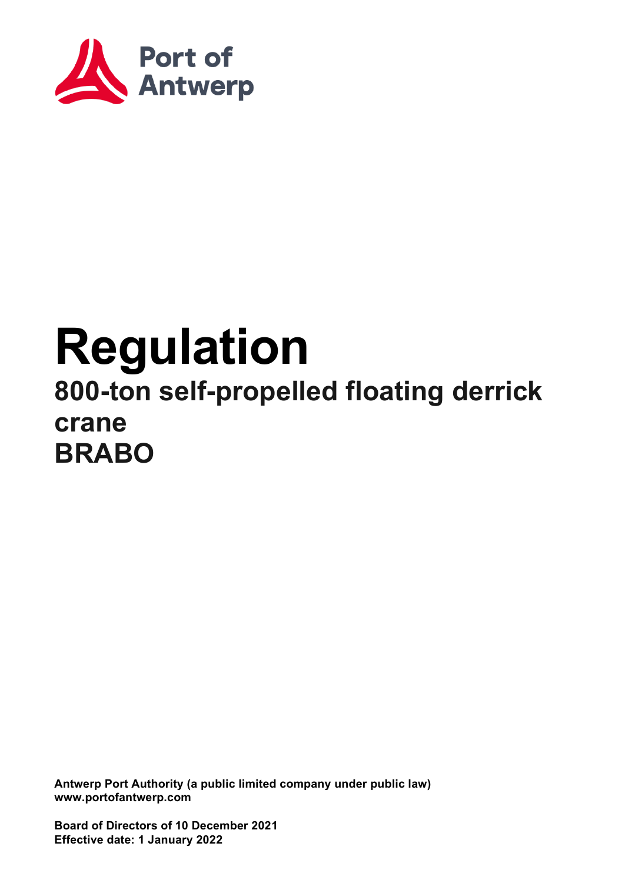Port of Antwerp

# Regulation

## 800-ton self-propelled floating derrick crane BRABO

**Antwerp Port Authority (a public limited company under public law)**
**www.portofantwerp.com**

**Board of Directors of 10 December 2021**
**Effective date: 1 January 2022**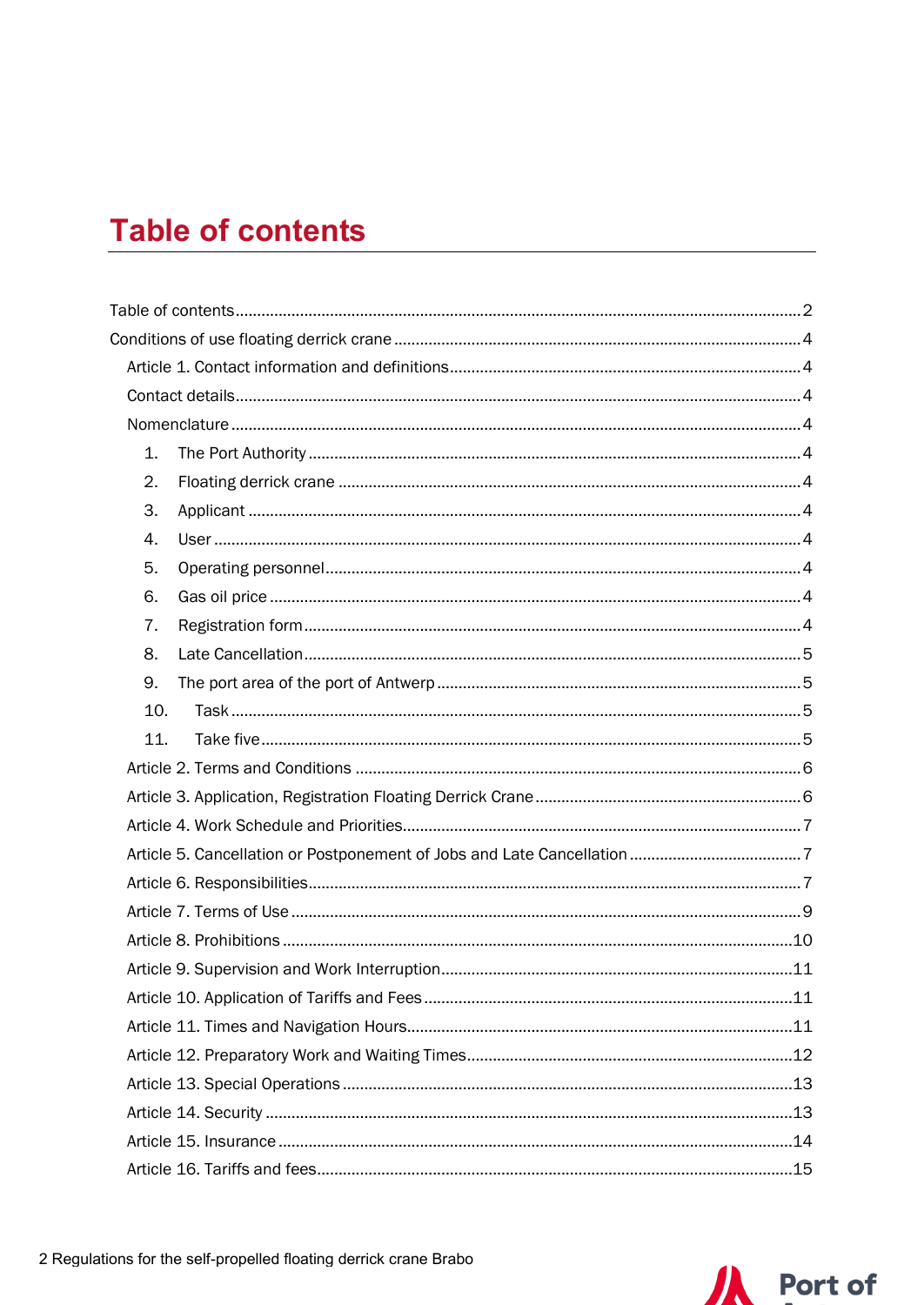# Table of contents

Table of contents ..... 2
Conditions of use floating derrick crane ..... 4
  Article 1. Contact information and definitions ..... 4
  Contact details ..... 4
  Nomenclature ..... 4
    1. The Port Authority ..... 4
    2. Floating derrick crane ..... 4
    3. Applicant ..... 4
    4. User ..... 4
    5. Operating personnel ..... 4
    6. Gas oil price ..... 4
    7. Registration form ..... 4
    8. Late Cancellation ..... 5
    9. The port area of the port of Antwerp ..... 5
    10. Task ..... 5
    11. Take five ..... 5
  Article 2. Terms and Conditions ..... 6
  Article 3. Application, Registration Floating Derrick Crane ..... 6
  Article 4. Work Schedule and Priorities ..... 7
  Article 5. Cancellation or Postponement of Jobs and Late Cancellation ..... 7
  Article 6. Responsibilities ..... 7
  Article 7. Terms of Use ..... 9
  Article 8. Prohibitions ..... 10
  Article 9. Supervision and Work Interruption ..... 11
  Article 10. Application of Tariffs and Fees ..... 11
  Article 11. Times and Navigation Hours ..... 11
  Article 12. Preparatory Work and Waiting Times ..... 12
  Article 13. Special Operations ..... 13
  Article 14. Security ..... 13
  Article 15. Insurance ..... 14
  Article 16. Tariffs and fees ..... 15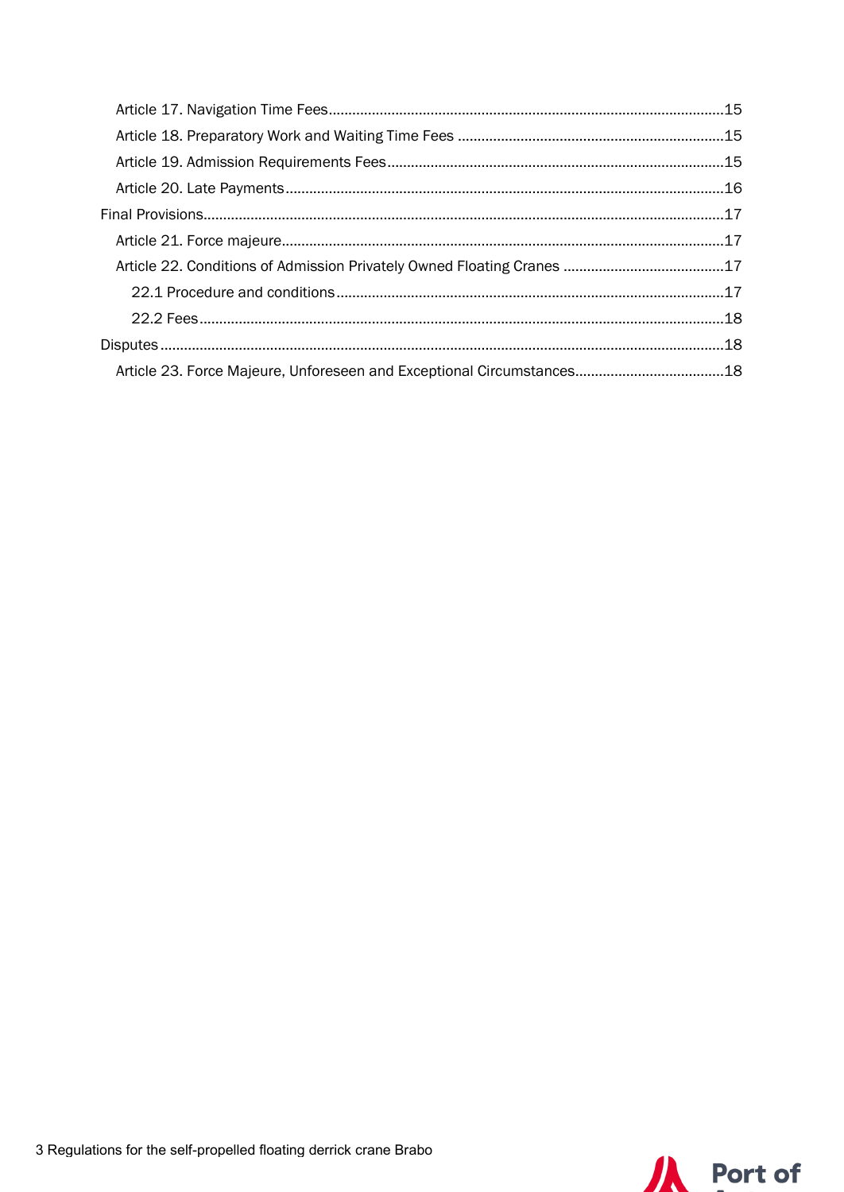- Article 17. Navigation Time Fees ........................................................................................15
- Article 18. Preparatory Work and Waiting Time Fees .......................................................15
- Article 19. Admission Requirements Fees ..........................................................................15
- Article 20. Late Payments .....................................................................................................16

Final Provisions ..................................................................................................................................17

- Article 21. Force majeure ......................................................................................................17
- Article 22. Conditions of Admission Privately Owned Floating Cranes ...........................17
  - 22.1 Procedure and conditions .........................................................................................17
  - 22.2 Fees ..............................................................................................................................18

Disputes ...............................................................................................................................................18

- Article 23. Force Majeure, Unforeseen and Exceptional Circumstances ........................18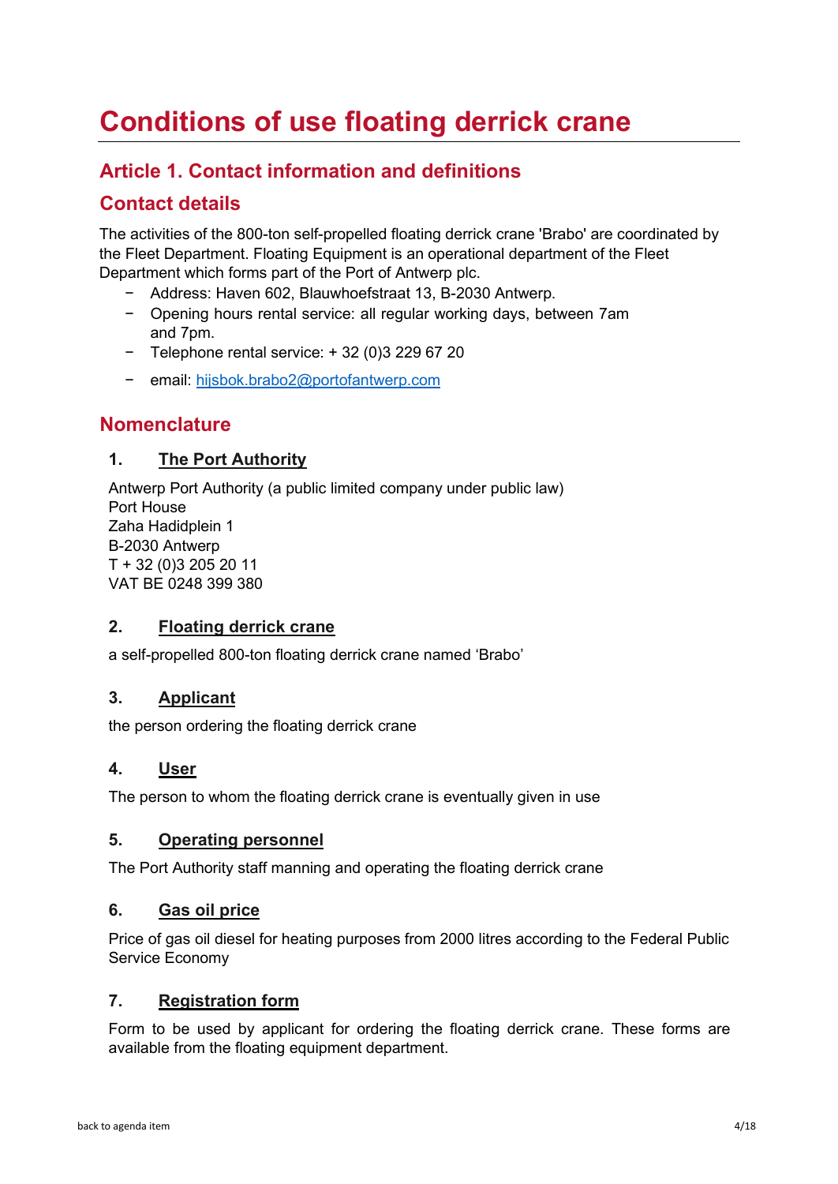# Conditions of use floating derrick crane

## Article 1. Contact information and definitions

## Contact details

The activities of the 800-ton self-propelled floating derrick crane 'Brabo' are coordinated by the Fleet Department. Floating Equipment is an operational department of the Fleet Department which forms part of the Port of Antwerp plc.

- Address: Haven 602, Blauwhoefstraat 13, B-2030 Antwerp.
- Opening hours rental service: all regular working days, between 7am and 7pm.
- Telephone rental service: + 32 (0)3 229 67 20
- email: hijsbok.brabo2@portofantwerp.com

## Nomenclature

### 1. The Port Authority

Antwerp Port Authority (a public limited company under public law)
Port House
Zaha Hadidplein 1
B-2030 Antwerp
T + 32 (0)3 205 20 11
VAT BE 0248 399 380

### 2. Floating derrick crane

a self-propelled 800-ton floating derrick crane named 'Brabo'

### 3. Applicant

the person ordering the floating derrick crane

### 4. User

The person to whom the floating derrick crane is eventually given in use

### 5. Operating personnel

The Port Authority staff manning and operating the floating derrick crane

### 6. Gas oil price

Price of gas oil diesel for heating purposes from 2000 litres according to the Federal Public Service Economy

### 7. Registration form

Form to be used by applicant for ordering the floating derrick crane. These forms are available from the floating equipment department.

back to agenda item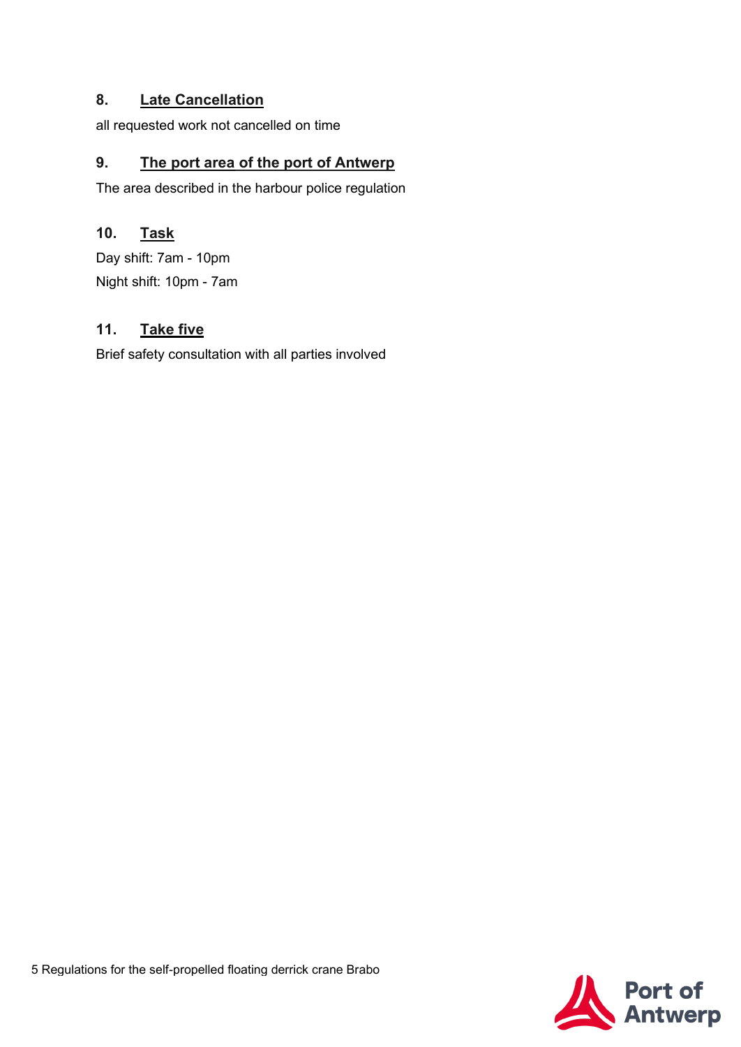## 8. Late Cancellation

all requested work not cancelled on time

## 9. The port area of the port of Antwerp

The area described in the harbour police regulation

## 10. Task

Day shift: 7am - 10pm

Night shift: 10pm - 7am

## 11. Take five

Brief safety consultation with all parties involved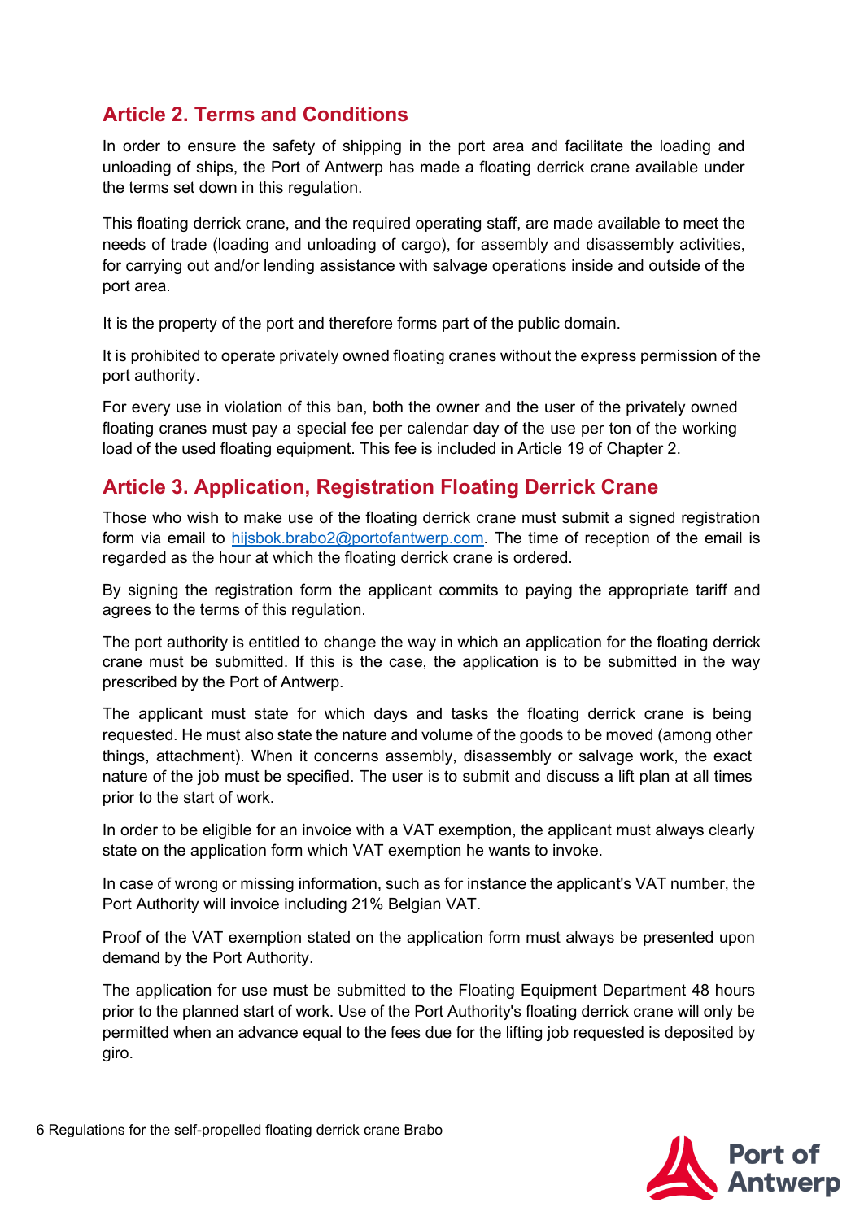## Article 2. Terms and Conditions

In order to ensure the safety of shipping in the port area and facilitate the loading and unloading of ships, the Port of Antwerp has made a floating derrick crane available under the terms set down in this regulation.

This floating derrick crane, and the required operating staff, are made available to meet the needs of trade (loading and unloading of cargo), for assembly and disassembly activities, for carrying out and/or lending assistance with salvage operations inside and outside of the port area.

It is the property of the port and therefore forms part of the public domain.

It is prohibited to operate privately owned floating cranes without the express permission of the port authority.

For every use in violation of this ban, both the owner and the user of the privately owned floating cranes must pay a special fee per calendar day of the use per ton of the working load of the used floating equipment. This fee is included in Article 19 of Chapter 2.

## Article 3. Application, Registration Floating Derrick Crane

Those who wish to make use of the floating derrick crane must submit a signed registration form via email to hijsbok.brabo2@portofantwerp.com. The time of reception of the email is regarded as the hour at which the floating derrick crane is ordered.

By signing the registration form the applicant commits to paying the appropriate tariff and agrees to the terms of this regulation.

The port authority is entitled to change the way in which an application for the floating derrick crane must be submitted. If this is the case, the application is to be submitted in the way prescribed by the Port of Antwerp.

The applicant must state for which days and tasks the floating derrick crane is being requested. He must also state the nature and volume of the goods to be moved (among other things, attachment). When it concerns assembly, disassembly or salvage work, the exact nature of the job must be specified. The user is to submit and discuss a lift plan at all times prior to the start of work.

In order to be eligible for an invoice with a VAT exemption, the applicant must always clearly state on the application form which VAT exemption he wants to invoke.

In case of wrong or missing information, such as for instance the applicant's VAT number, the Port Authority will invoice including 21% Belgian VAT.

Proof of the VAT exemption stated on the application form must always be presented upon demand by the Port Authority.

The application for use must be submitted to the Floating Equipment Department 48 hours prior to the planned start of work. Use of the Port Authority's floating derrick crane will only be permitted when an advance equal to the fees due for the lifting job requested is deposited by giro.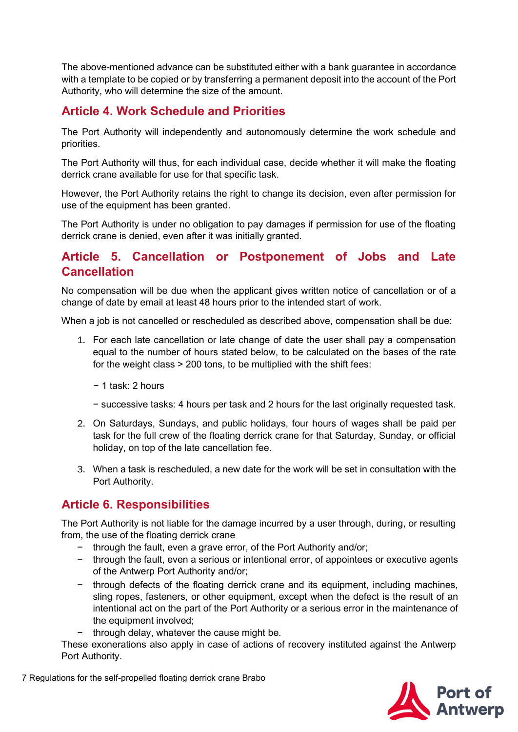The above-mentioned advance can be substituted either with a bank guarantee in accordance with a template to be copied or by transferring a permanent deposit into the account of the Port Authority, who will determine the size of the amount.

## Article 4. Work Schedule and Priorities

The Port Authority will independently and autonomously determine the work schedule and priorities.

The Port Authority will thus, for each individual case, decide whether it will make the floating derrick crane available for use for that specific task.

However, the Port Authority retains the right to change its decision, even after permission for use of the equipment has been granted.

The Port Authority is under no obligation to pay damages if permission for use of the floating derrick crane is denied, even after it was initially granted.

## Article 5. Cancellation or Postponement of Jobs and Late Cancellation

No compensation will be due when the applicant gives written notice of cancellation or of a change of date by email at least 48 hours prior to the intended start of work.

When a job is not cancelled or rescheduled as described above, compensation shall be due:

1. For each late cancellation or late change of date the user shall pay a compensation equal to the number of hours stated below, to be calculated on the bases of the rate for the weight class > 200 tons, to be multiplied with the shift fees:

   − 1 task: 2 hours

   − successive tasks: 4 hours per task and 2 hours for the last originally requested task.

2. On Saturdays, Sundays, and public holidays, four hours of wages shall be paid per task for the full crew of the floating derrick crane for that Saturday, Sunday, or official holiday, on top of the late cancellation fee.

3. When a task is rescheduled, a new date for the work will be set in consultation with the Port Authority.

## Article 6. Responsibilities

The Port Authority is not liable for the damage incurred by a user through, during, or resulting from, the use of the floating derrick crane

- through the fault, even a grave error, of the Port Authority and/or;
- through the fault, even a serious or intentional error, of appointees or executive agents of the Antwerp Port Authority and/or;
- through defects of the floating derrick crane and its equipment, including machines, sling ropes, fasteners, or other equipment, except when the defect is the result of an intentional act on the part of the Port Authority or a serious error in the maintenance of the equipment involved;
- through delay, whatever the cause might be.

These exonerations also apply in case of actions of recovery instituted against the Antwerp Port Authority.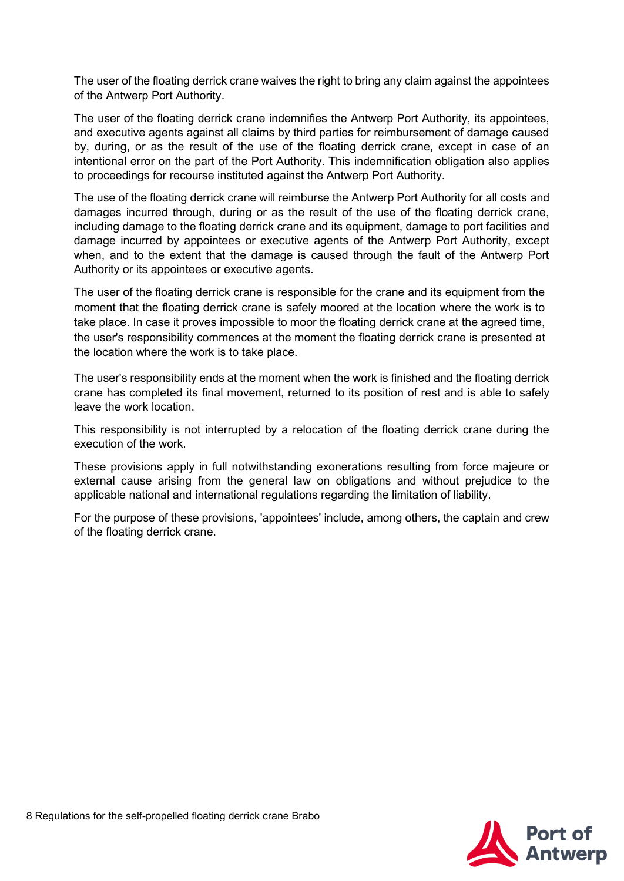The user of the floating derrick crane waives the right to bring any claim against the appointees of the Antwerp Port Authority.

The user of the floating derrick crane indemnifies the Antwerp Port Authority, its appointees, and executive agents against all claims by third parties for reimbursement of damage caused by, during, or as the result of the use of the floating derrick crane, except in case of an intentional error on the part of the Port Authority. This indemnification obligation also applies to proceedings for recourse instituted against the Antwerp Port Authority.

The use of the floating derrick crane will reimburse the Antwerp Port Authority for all costs and damages incurred through, during or as the result of the use of the floating derrick crane, including damage to the floating derrick crane and its equipment, damage to port facilities and damage incurred by appointees or executive agents of the Antwerp Port Authority, except when, and to the extent that the damage is caused through the fault of the Antwerp Port Authority or its appointees or executive agents.

The user of the floating derrick crane is responsible for the crane and its equipment from the moment that the floating derrick crane is safely moored at the location where the work is to take place. In case it proves impossible to moor the floating derrick crane at the agreed time, the user's responsibility commences at the moment the floating derrick crane is presented at the location where the work is to take place.

The user's responsibility ends at the moment when the work is finished and the floating derrick crane has completed its final movement, returned to its position of rest and is able to safely leave the work location.

This responsibility is not interrupted by a relocation of the floating derrick crane during the execution of the work.

These provisions apply in full notwithstanding exonerations resulting from force majeure or external cause arising from the general law on obligations and without prejudice to the applicable national and international regulations regarding the limitation of liability.

For the purpose of these provisions, 'appointees' include, among others, the captain and crew of the floating derrick crane.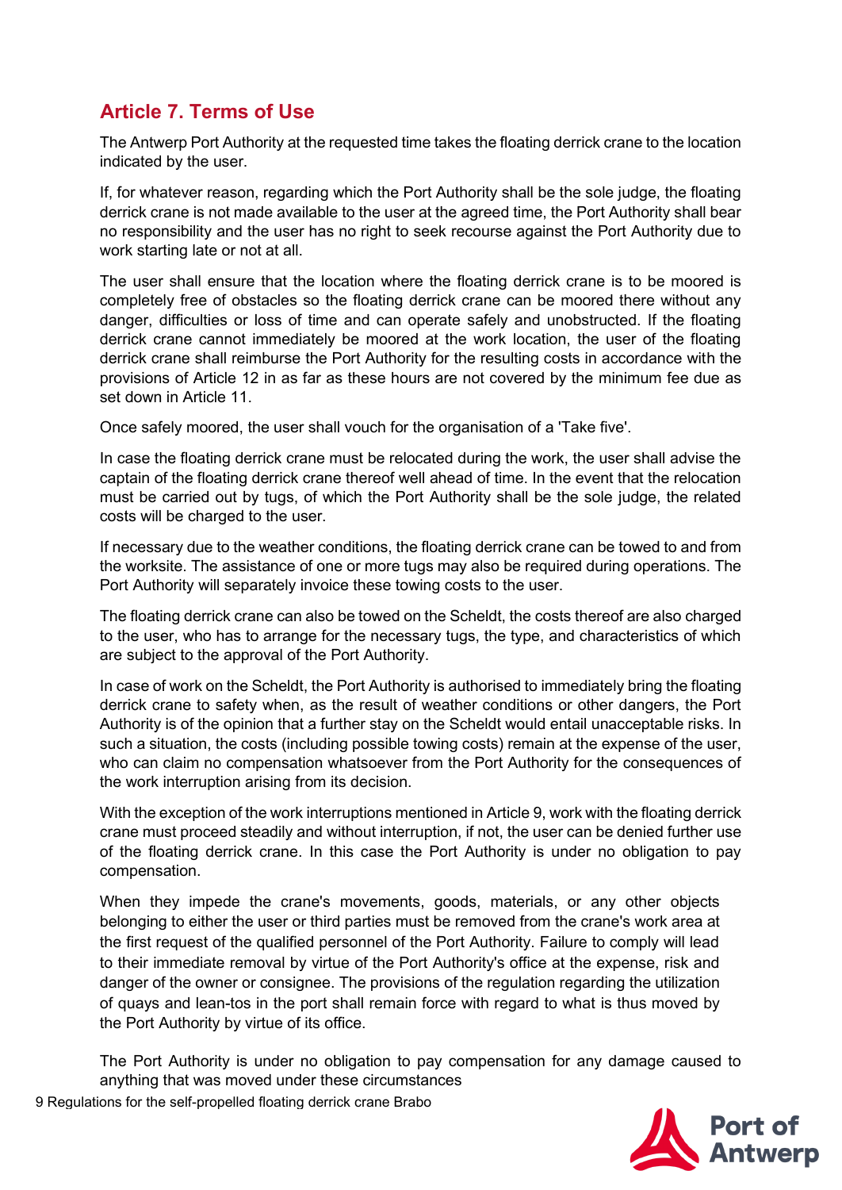## Article 7. Terms of Use

The Antwerp Port Authority at the requested time takes the floating derrick crane to the location indicated by the user.

If, for whatever reason, regarding which the Port Authority shall be the sole judge, the floating derrick crane is not made available to the user at the agreed time, the Port Authority shall bear no responsibility and the user has no right to seek recourse against the Port Authority due to work starting late or not at all.

The user shall ensure that the location where the floating derrick crane is to be moored is completely free of obstacles so the floating derrick crane can be moored there without any danger, difficulties or loss of time and can operate safely and unobstructed. If the floating derrick crane cannot immediately be moored at the work location, the user of the floating derrick crane shall reimburse the Port Authority for the resulting costs in accordance with the provisions of Article 12 in as far as these hours are not covered by the minimum fee due as set down in Article 11.

Once safely moored, the user shall vouch for the organisation of a 'Take five'.

In case the floating derrick crane must be relocated during the work, the user shall advise the captain of the floating derrick crane thereof well ahead of time. In the event that the relocation must be carried out by tugs, of which the Port Authority shall be the sole judge, the related costs will be charged to the user.

If necessary due to the weather conditions, the floating derrick crane can be towed to and from the worksite. The assistance of one or more tugs may also be required during operations. The Port Authority will separately invoice these towing costs to the user.

The floating derrick crane can also be towed on the Scheldt, the costs thereof are also charged to the user, who has to arrange for the necessary tugs, the type, and characteristics of which are subject to the approval of the Port Authority.

In case of work on the Scheldt, the Port Authority is authorised to immediately bring the floating derrick crane to safety when, as the result of weather conditions or other dangers, the Port Authority is of the opinion that a further stay on the Scheldt would entail unacceptable risks. In such a situation, the costs (including possible towing costs) remain at the expense of the user, who can claim no compensation whatsoever from the Port Authority for the consequences of the work interruption arising from its decision.

With the exception of the work interruptions mentioned in Article 9, work with the floating derrick crane must proceed steadily and without interruption, if not, the user can be denied further use of the floating derrick crane. In this case the Port Authority is under no obligation to pay compensation.

When they impede the crane's movements, goods, materials, or any other objects belonging to either the user or third parties must be removed from the crane's work area at the first request of the qualified personnel of the Port Authority. Failure to comply will lead to their immediate removal by virtue of the Port Authority's office at the expense, risk and danger of the owner or consignee. The provisions of the regulation regarding the utilization of quays and lean-tos in the port shall remain force with regard to what is thus moved by the Port Authority by virtue of its office.

The Port Authority is under no obligation to pay compensation for any damage caused to anything that was moved under these circumstances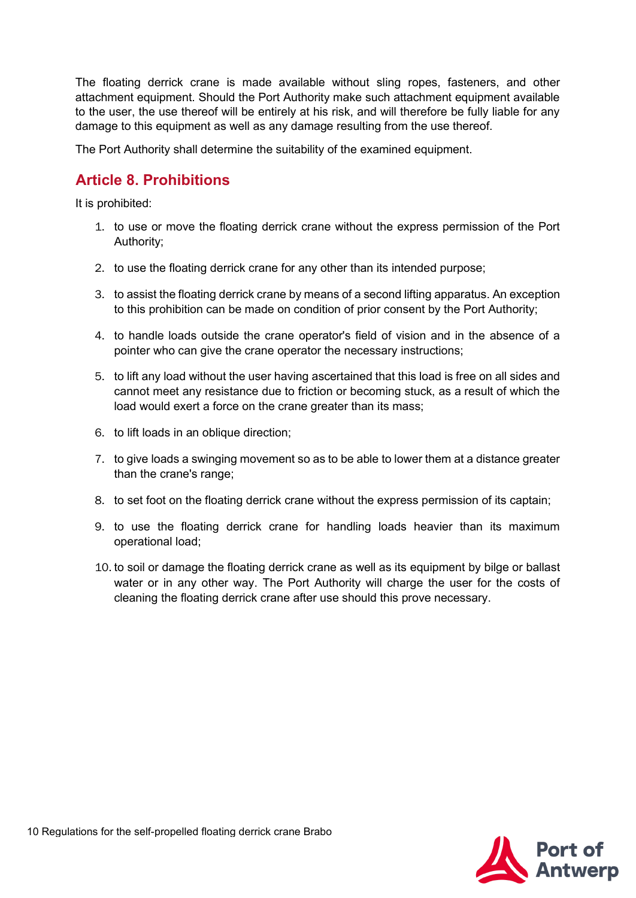The floating derrick crane is made available without sling ropes, fasteners, and other attachment equipment. Should the Port Authority make such attachment equipment available to the user, the use thereof will be entirely at his risk, and will therefore be fully liable for any damage to this equipment as well as any damage resulting from the use thereof.

The Port Authority shall determine the suitability of the examined equipment.

## Article 8. Prohibitions

It is prohibited:

1. to use or move the floating derrick crane without the express permission of the Port Authority;
2. to use the floating derrick crane for any other than its intended purpose;
3. to assist the floating derrick crane by means of a second lifting apparatus. An exception to this prohibition can be made on condition of prior consent by the Port Authority;
4. to handle loads outside the crane operator's field of vision and in the absence of a pointer who can give the crane operator the necessary instructions;
5. to lift any load without the user having ascertained that this load is free on all sides and cannot meet any resistance due to friction or becoming stuck, as a result of which the load would exert a force on the crane greater than its mass;
6. to lift loads in an oblique direction;
7. to give loads a swinging movement so as to be able to lower them at a distance greater than the crane's range;
8. to set foot on the floating derrick crane without the express permission of its captain;
9. to use the floating derrick crane for handling loads heavier than its maximum operational load;
10. to soil or damage the floating derrick crane as well as its equipment by bilge or ballast water or in any other way. The Port Authority will charge the user for the costs of cleaning the floating derrick crane after use should this prove necessary.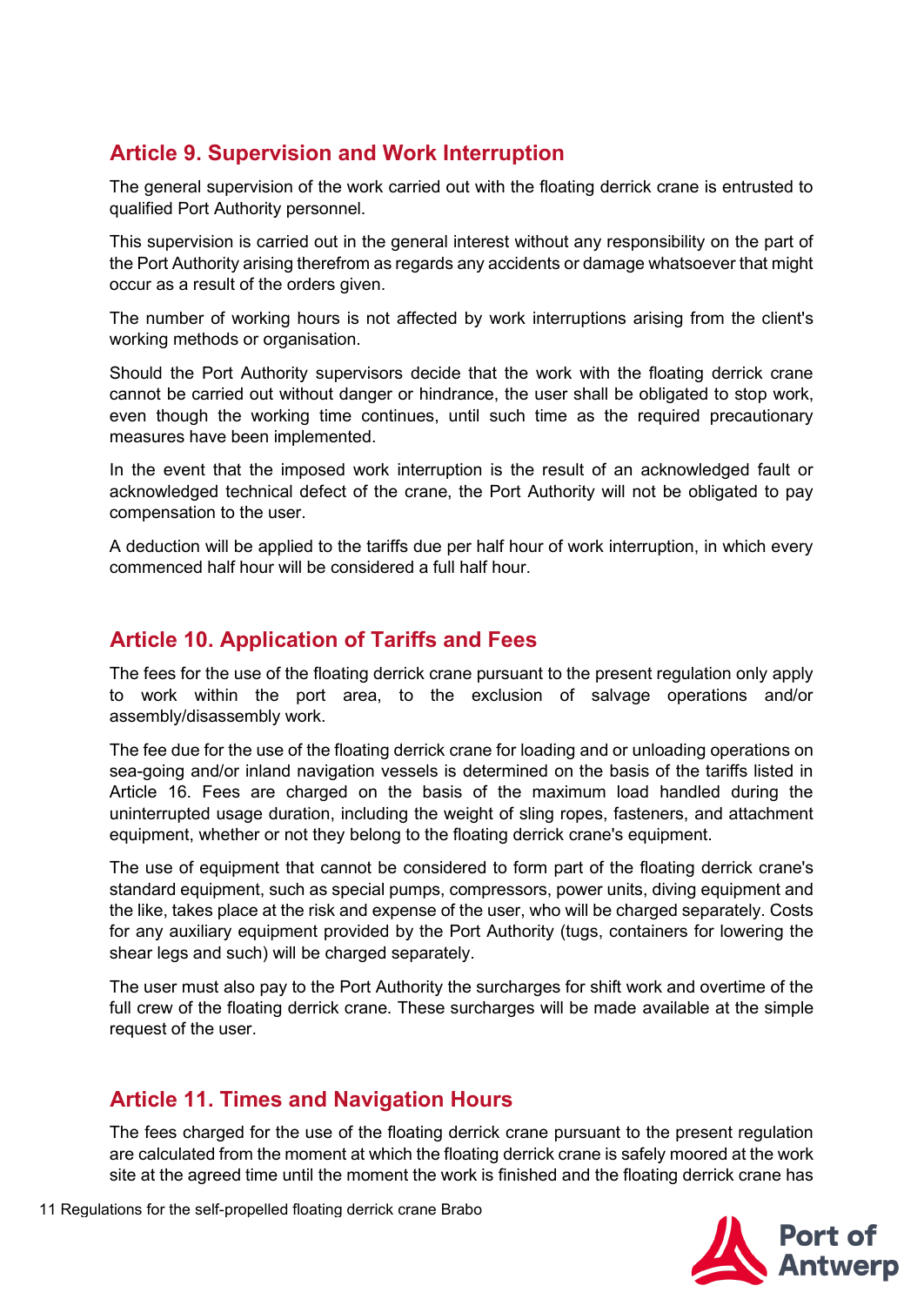## Article 9. Supervision and Work Interruption

The general supervision of the work carried out with the floating derrick crane is entrusted to qualified Port Authority personnel.

This supervision is carried out in the general interest without any responsibility on the part of the Port Authority arising therefrom as regards any accidents or damage whatsoever that might occur as a result of the orders given.

The number of working hours is not affected by work interruptions arising from the client's working methods or organisation.

Should the Port Authority supervisors decide that the work with the floating derrick crane cannot be carried out without danger or hindrance, the user shall be obligated to stop work, even though the working time continues, until such time as the required precautionary measures have been implemented.

In the event that the imposed work interruption is the result of an acknowledged fault or acknowledged technical defect of the crane, the Port Authority will not be obligated to pay compensation to the user.

A deduction will be applied to the tariffs due per half hour of work interruption, in which every commenced half hour will be considered a full half hour.

## Article 10. Application of Tariffs and Fees

The fees for the use of the floating derrick crane pursuant to the present regulation only apply to work within the port area, to the exclusion of salvage operations and/or assembly/disassembly work.

The fee due for the use of the floating derrick crane for loading and or unloading operations on sea-going and/or inland navigation vessels is determined on the basis of the tariffs listed in Article 16. Fees are charged on the basis of the maximum load handled during the uninterrupted usage duration, including the weight of sling ropes, fasteners, and attachment equipment, whether or not they belong to the floating derrick crane's equipment.

The use of equipment that cannot be considered to form part of the floating derrick crane's standard equipment, such as special pumps, compressors, power units, diving equipment and the like, takes place at the risk and expense of the user, who will be charged separately. Costs for any auxiliary equipment provided by the Port Authority (tugs, containers for lowering the shear legs and such) will be charged separately.

The user must also pay to the Port Authority the surcharges for shift work and overtime of the full crew of the floating derrick crane. These surcharges will be made available at the simple request of the user.

## Article 11. Times and Navigation Hours

The fees charged for the use of the floating derrick crane pursuant to the present regulation are calculated from the moment at which the floating derrick crane is safely moored at the work site at the agreed time until the moment the work is finished and the floating derrick crane has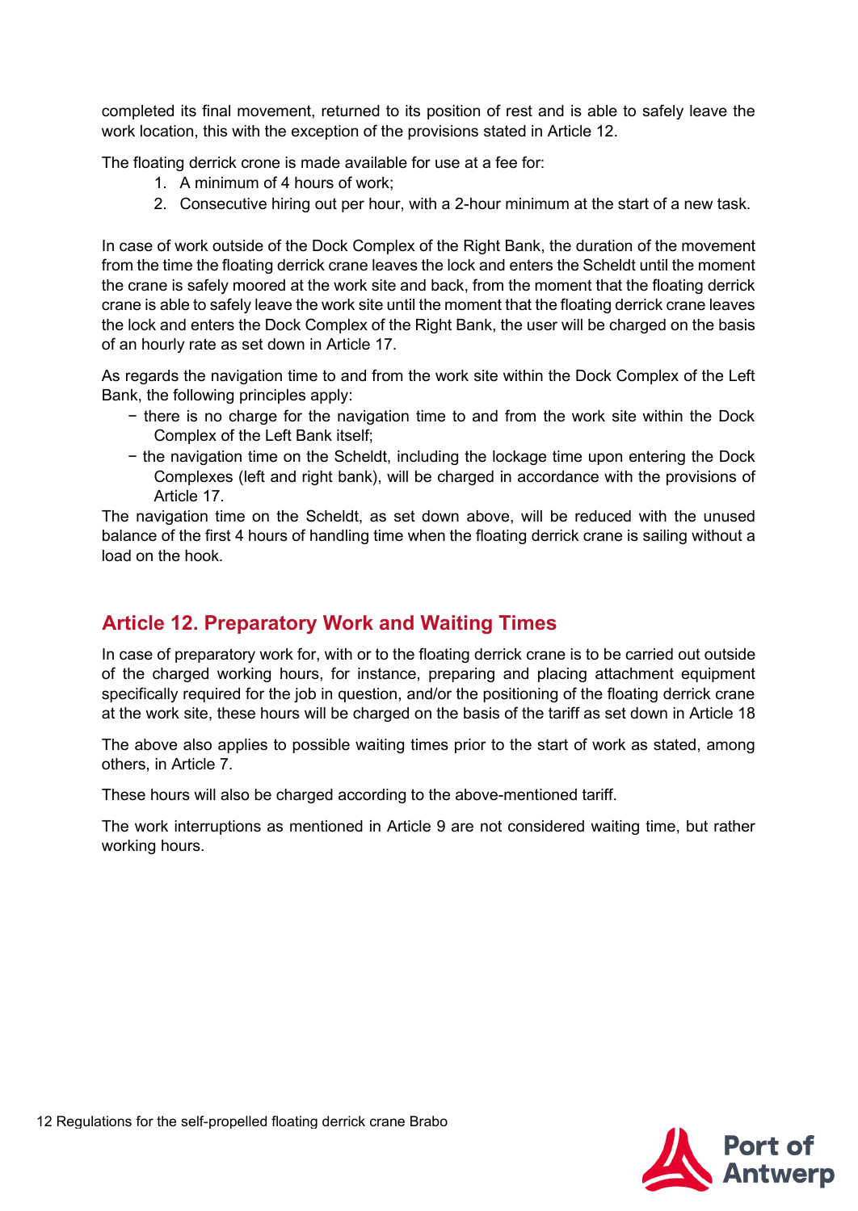completed its final movement, returned to its position of rest and is able to safely leave the work location, this with the exception of the provisions stated in Article 12.

The floating derrick crone is made available for use at a fee for:

1. A minimum of 4 hours of work;
2. Consecutive hiring out per hour, with a 2-hour minimum at the start of a new task.

In case of work outside of the Dock Complex of the Right Bank, the duration of the movement from the time the floating derrick crane leaves the lock and enters the Scheldt until the moment the crane is safely moored at the work site and back, from the moment that the floating derrick crane is able to safely leave the work site until the moment that the floating derrick crane leaves the lock and enters the Dock Complex of the Right Bank, the user will be charged on the basis of an hourly rate as set down in Article 17.

As regards the navigation time to and from the work site within the Dock Complex of the Left Bank, the following principles apply:

- there is no charge for the navigation time to and from the work site within the Dock Complex of the Left Bank itself;
- the navigation time on the Scheldt, including the lockage time upon entering the Dock Complexes (left and right bank), will be charged in accordance with the provisions of Article 17.

The navigation time on the Scheldt, as set down above, will be reduced with the unused balance of the first 4 hours of handling time when the floating derrick crane is sailing without a load on the hook.

## Article 12. Preparatory Work and Waiting Times

In case of preparatory work for, with or to the floating derrick crane is to be carried out outside of the charged working hours, for instance, preparing and placing attachment equipment specifically required for the job in question, and/or the positioning of the floating derrick crane at the work site, these hours will be charged on the basis of the tariff as set down in Article 18

The above also applies to possible waiting times prior to the start of work as stated, among others, in Article 7.

These hours will also be charged according to the above-mentioned tariff.

The work interruptions as mentioned in Article 9 are not considered waiting time, but rather working hours.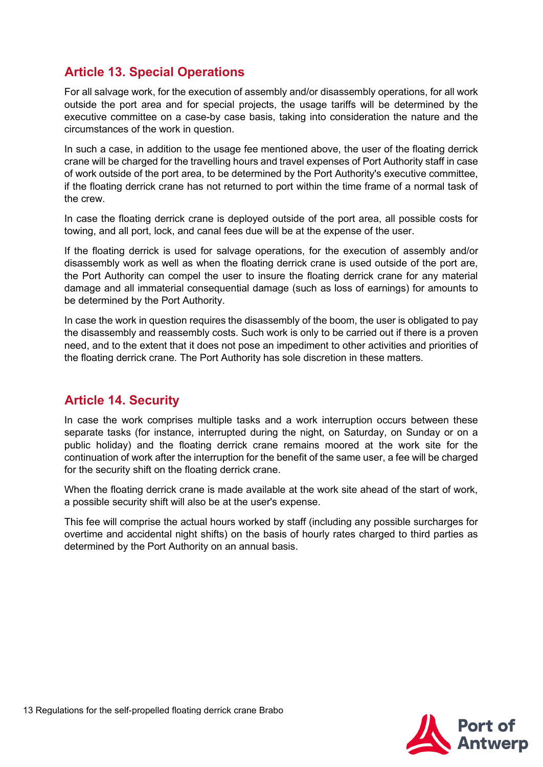## Article 13. Special Operations

For all salvage work, for the execution of assembly and/or disassembly operations, for all work outside the port area and for special projects, the usage tariffs will be determined by the executive committee on a case-by case basis, taking into consideration the nature and the circumstances of the work in question.

In such a case, in addition to the usage fee mentioned above, the user of the floating derrick crane will be charged for the travelling hours and travel expenses of Port Authority staff in case of work outside of the port area, to be determined by the Port Authority's executive committee, if the floating derrick crane has not returned to port within the time frame of a normal task of the crew.

In case the floating derrick crane is deployed outside of the port area, all possible costs for towing, and all port, lock, and canal fees due will be at the expense of the user.

If the floating derrick is used for salvage operations, for the execution of assembly and/or disassembly work as well as when the floating derrick crane is used outside of the port are, the Port Authority can compel the user to insure the floating derrick crane for any material damage and all immaterial consequential damage (such as loss of earnings) for amounts to be determined by the Port Authority.

In case the work in question requires the disassembly of the boom, the user is obligated to pay the disassembly and reassembly costs. Such work is only to be carried out if there is a proven need, and to the extent that it does not pose an impediment to other activities and priorities of the floating derrick crane. The Port Authority has sole discretion in these matters.

## Article 14. Security

In case the work comprises multiple tasks and a work interruption occurs between these separate tasks (for instance, interrupted during the night, on Saturday, on Sunday or on a public holiday) and the floating derrick crane remains moored at the work site for the continuation of work after the interruption for the benefit of the same user, a fee will be charged for the security shift on the floating derrick crane.

When the floating derrick crane is made available at the work site ahead of the start of work, a possible security shift will also be at the user's expense.

This fee will comprise the actual hours worked by staff (including any possible surcharges for overtime and accidental night shifts) on the basis of hourly rates charged to third parties as determined by the Port Authority on an annual basis.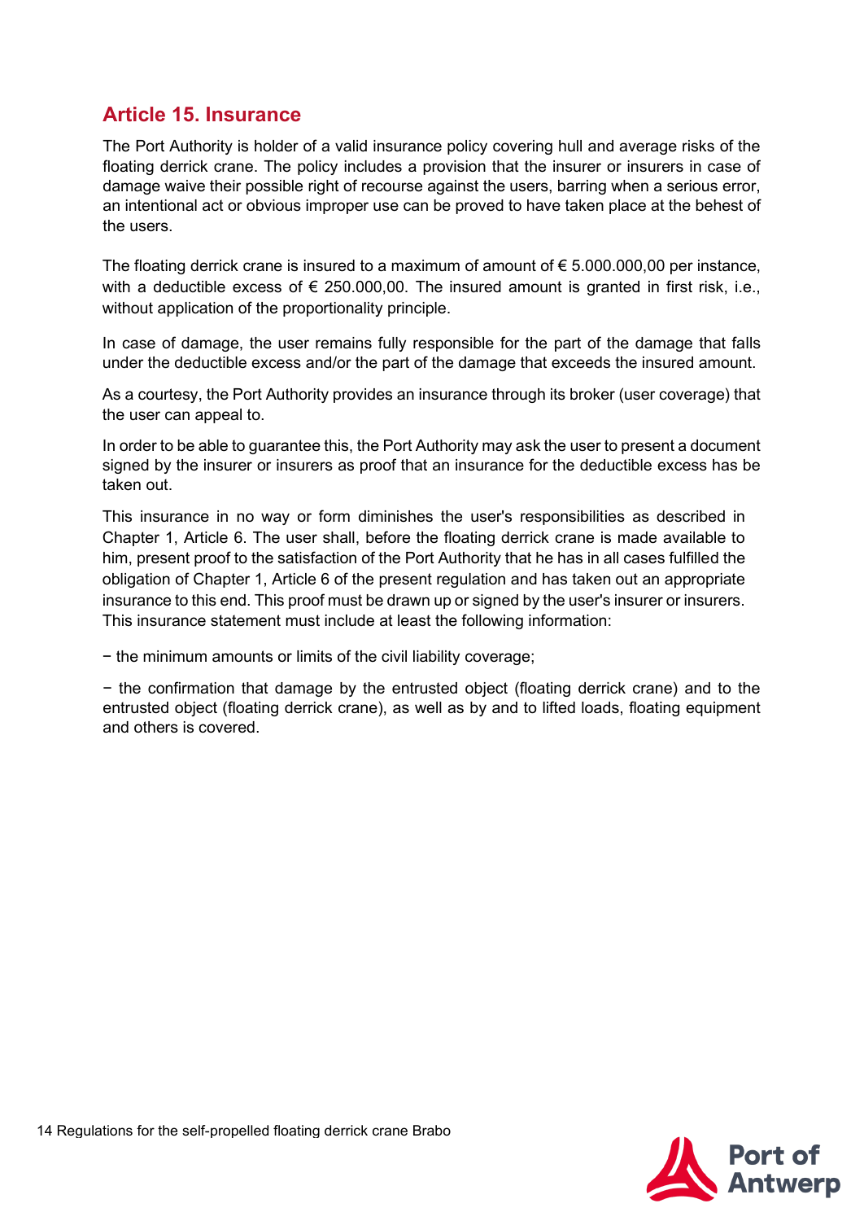## Article 15. Insurance

The Port Authority is holder of a valid insurance policy covering hull and average risks of the floating derrick crane. The policy includes a provision that the insurer or insurers in case of damage waive their possible right of recourse against the users, barring when a serious error, an intentional act or obvious improper use can be proved to have taken place at the behest of the users.

The floating derrick crane is insured to a maximum of amount of € 5.000.000,00 per instance, with a deductible excess of € 250.000,00. The insured amount is granted in first risk, i.e., without application of the proportionality principle.

In case of damage, the user remains fully responsible for the part of the damage that falls under the deductible excess and/or the part of the damage that exceeds the insured amount.

As a courtesy, the Port Authority provides an insurance through its broker (user coverage) that the user can appeal to.

In order to be able to guarantee this, the Port Authority may ask the user to present a document signed by the insurer or insurers as proof that an insurance for the deductible excess has be taken out.

This insurance in no way or form diminishes the user's responsibilities as described in Chapter 1, Article 6. The user shall, before the floating derrick crane is made available to him, present proof to the satisfaction of the Port Authority that he has in all cases fulfilled the obligation of Chapter 1, Article 6 of the present regulation and has taken out an appropriate insurance to this end. This proof must be drawn up or signed by the user's insurer or insurers. This insurance statement must include at least the following information:

− the minimum amounts or limits of the civil liability coverage;

− the confirmation that damage by the entrusted object (floating derrick crane) and to the entrusted object (floating derrick crane), as well as by and to lifted loads, floating equipment and others is covered.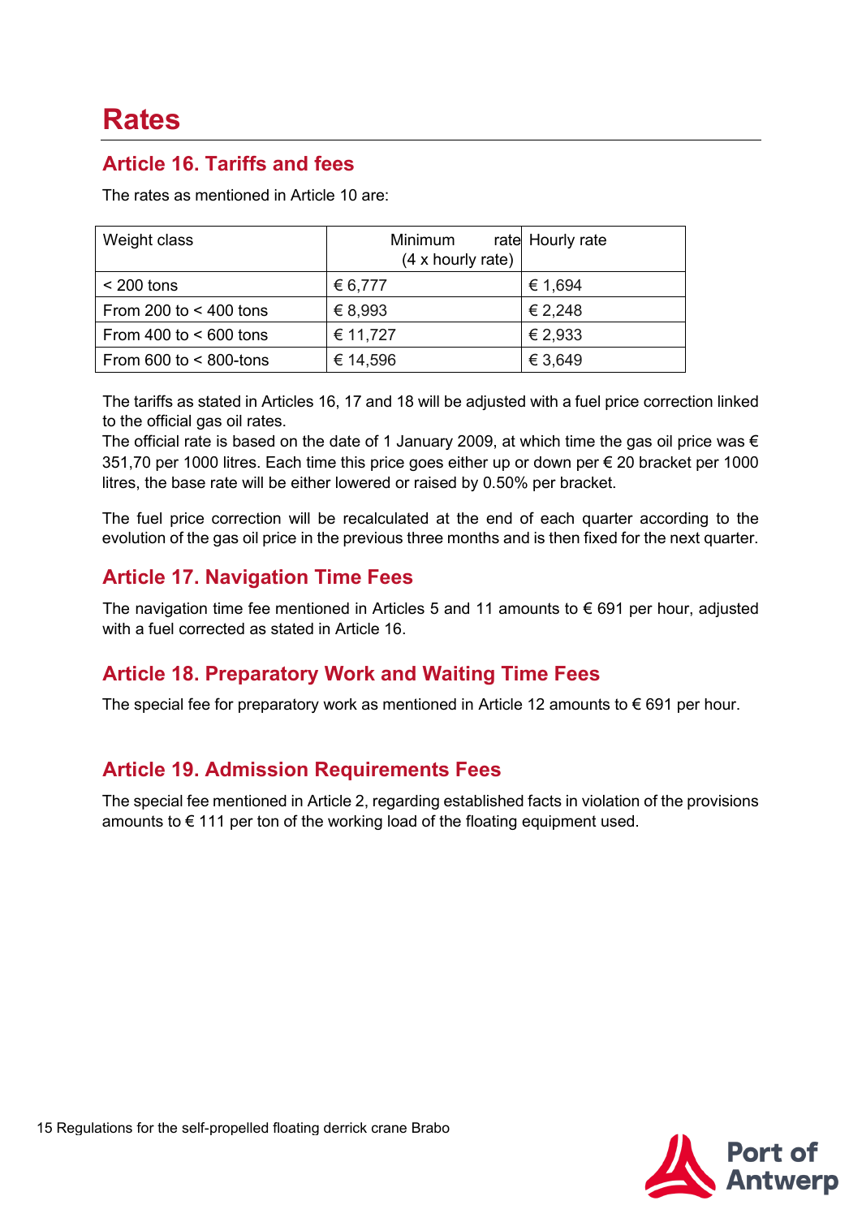# Rates

## Article 16. Tariffs and fees

The rates as mentioned in Article 10 are:

| Weight class | Minimum rate (4 x hourly rate) | Hourly rate |
|---|---|---|
| < 200 tons | € 6,777 | € 1,694 |
| From 200 to < 400 tons | € 8,993 | € 2,248 |
| From 400 to < 600 tons | € 11,727 | € 2,933 |
| From 600 to < 800-tons | € 14,596 | € 3,649 |

The tariffs as stated in Articles 16, 17 and 18 will be adjusted with a fuel price correction linked to the official gas oil rates.
The official rate is based on the date of 1 January 2009, at which time the gas oil price was € 351,70 per 1000 litres. Each time this price goes either up or down per € 20 bracket per 1000 litres, the base rate will be either lowered or raised by 0.50% per bracket.

The fuel price correction will be recalculated at the end of each quarter according to the evolution of the gas oil price in the previous three months and is then fixed for the next quarter.

## Article 17. Navigation Time Fees

The navigation time fee mentioned in Articles 5 and 11 amounts to € 691 per hour, adjusted with a fuel corrected as stated in Article 16.

## Article 18. Preparatory Work and Waiting Time Fees

The special fee for preparatory work as mentioned in Article 12 amounts to € 691 per hour.

## Article 19. Admission Requirements Fees

The special fee mentioned in Article 2, regarding established facts in violation of the provisions amounts to € 111 per ton of the working load of the floating equipment used.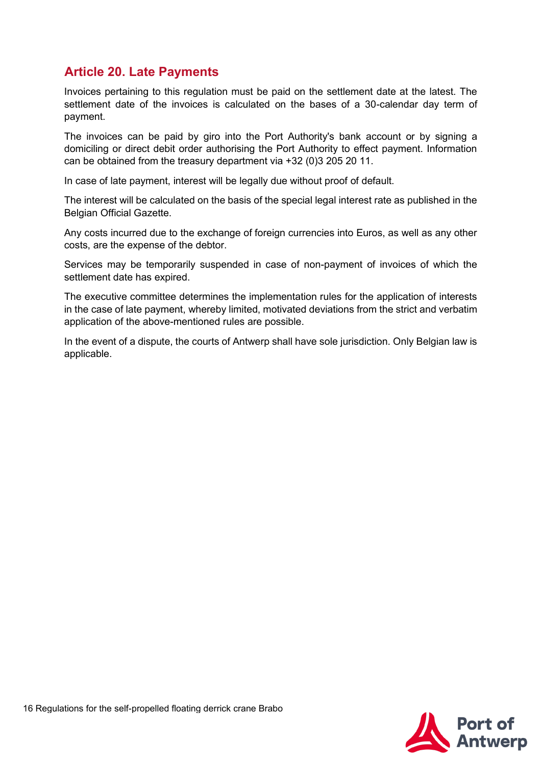## Article 20. Late Payments

Invoices pertaining to this regulation must be paid on the settlement date at the latest. The settlement date of the invoices is calculated on the bases of a 30-calendar day term of payment.

The invoices can be paid by giro into the Port Authority's bank account or by signing a domiciling or direct debit order authorising the Port Authority to effect payment. Information can be obtained from the treasury department via +32 (0)3 205 20 11.

In case of late payment, interest will be legally due without proof of default.

The interest will be calculated on the basis of the special legal interest rate as published in the Belgian Official Gazette.

Any costs incurred due to the exchange of foreign currencies into Euros, as well as any other costs, are the expense of the debtor.

Services may be temporarily suspended in case of non-payment of invoices of which the settlement date has expired.

The executive committee determines the implementation rules for the application of interests in the case of late payment, whereby limited, motivated deviations from the strict and verbatim application of the above-mentioned rules are possible.

In the event of a dispute, the courts of Antwerp shall have sole jurisdiction. Only Belgian law is applicable.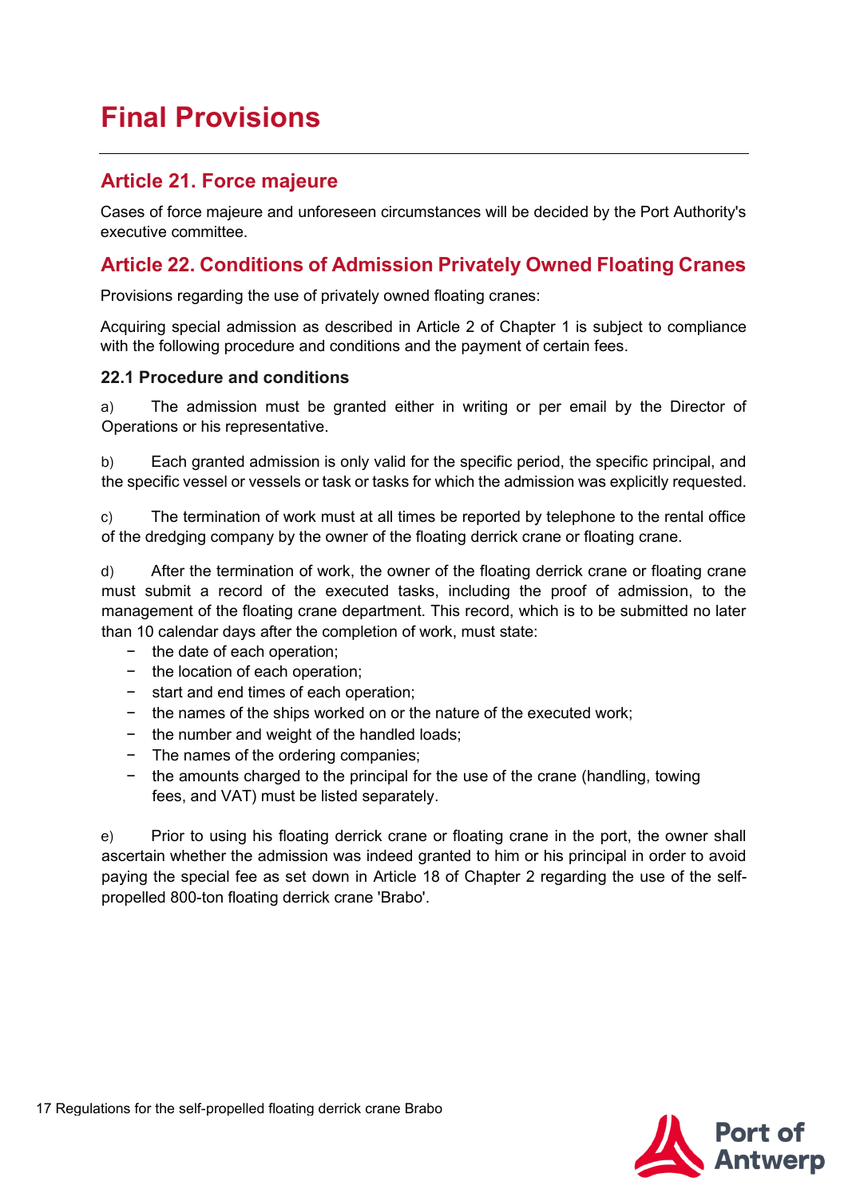# Final Provisions

## Article 21. Force majeure

Cases of force majeure and unforeseen circumstances will be decided by the Port Authority's executive committee.

## Article 22. Conditions of Admission Privately Owned Floating Cranes

Provisions regarding the use of privately owned floating cranes:

Acquiring special admission as described in Article 2 of Chapter 1 is subject to compliance with the following procedure and conditions and the payment of certain fees.

### 22.1 Procedure and conditions

a) The admission must be granted either in writing or per email by the Director of Operations or his representative.

b) Each granted admission is only valid for the specific period, the specific principal, and the specific vessel or vessels or task or tasks for which the admission was explicitly requested.

c) The termination of work must at all times be reported by telephone to the rental office of the dredging company by the owner of the floating derrick crane or floating crane.

d) After the termination of work, the owner of the floating derrick crane or floating crane must submit a record of the executed tasks, including the proof of admission, to the management of the floating crane department. This record, which is to be submitted no later than 10 calendar days after the completion of work, must state:

- the date of each operation;
- the location of each operation;
- start and end times of each operation;
- the names of the ships worked on or the nature of the executed work;
- the number and weight of the handled loads;
- The names of the ordering companies;
- the amounts charged to the principal for the use of the crane (handling, towing fees, and VAT) must be listed separately.

e) Prior to using his floating derrick crane or floating crane in the port, the owner shall ascertain whether the admission was indeed granted to him or his principal in order to avoid paying the special fee as set down in Article 18 of Chapter 2 regarding the use of the self-propelled 800-ton floating derrick crane 'Brabo'.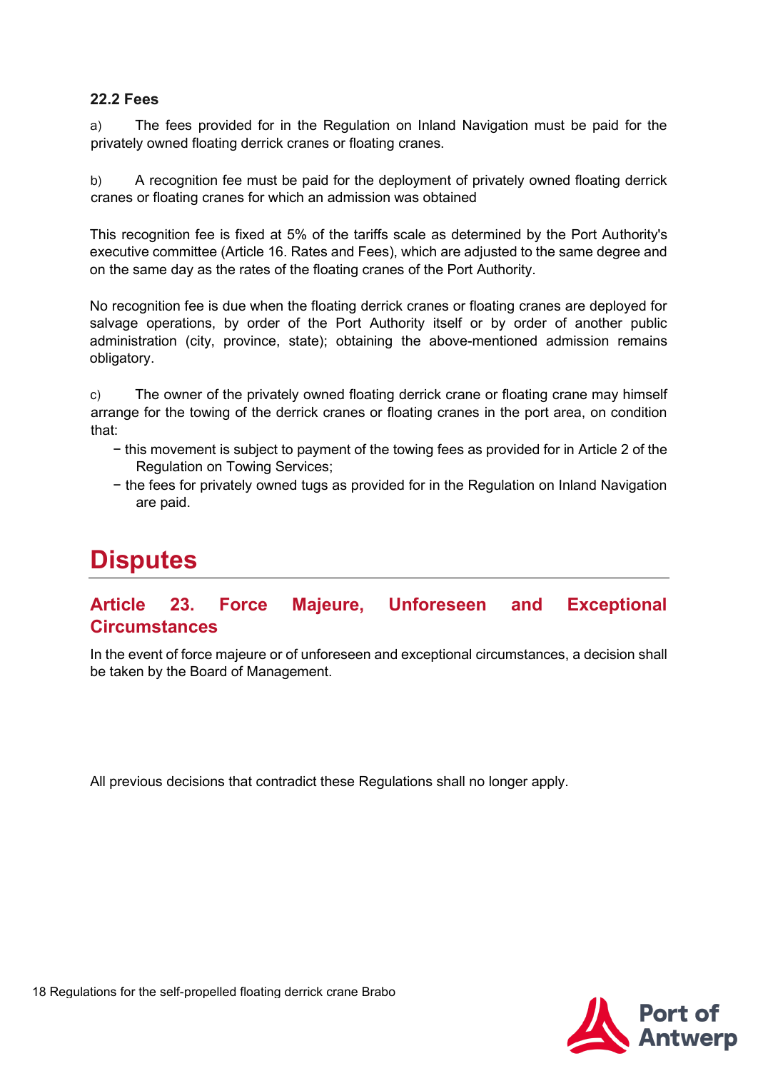### 22.2 Fees

a) The fees provided for in the Regulation on Inland Navigation must be paid for the privately owned floating derrick cranes or floating cranes.

b) A recognition fee must be paid for the deployment of privately owned floating derrick cranes or floating cranes for which an admission was obtained

This recognition fee is fixed at 5% of the tariffs scale as determined by the Port Authority's executive committee (Article 16. Rates and Fees), which are adjusted to the same degree and on the same day as the rates of the floating cranes of the Port Authority.

No recognition fee is due when the floating derrick cranes or floating cranes are deployed for salvage operations, by order of the Port Authority itself or by order of another public administration (city, province, state); obtaining the above-mentioned admission remains obligatory.

c) The owner of the privately owned floating derrick crane or floating crane may himself arrange for the towing of the derrick cranes or floating cranes in the port area, on condition that:

- this movement is subject to payment of the towing fees as provided for in Article 2 of the Regulation on Towing Services;
- the fees for privately owned tugs as provided for in the Regulation on Inland Navigation are paid.

# Disputes

## Article 23. Force Majeure, Unforeseen and Exceptional Circumstances

In the event of force majeure or of unforeseen and exceptional circumstances, a decision shall be taken by the Board of Management.

All previous decisions that contradict these Regulations shall no longer apply.